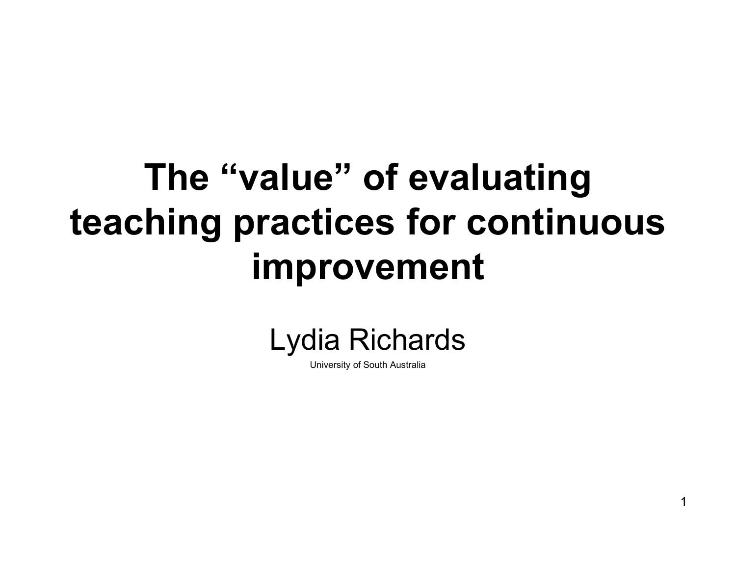# The "value" of evaluating teaching practices for continuous improvement

Lydia Richards

University of South Australia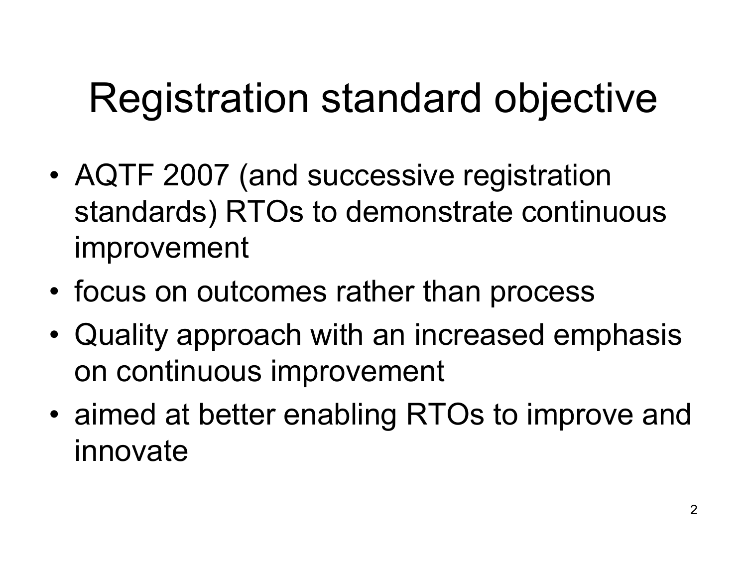# Registration standard objective

- AQTF 2007 (and successive registration standards) RTOs to demonstrate continuous improvement
- focus on outcomes rather than process
- Quality approach with an increased emphasis on continuous improvement
- aimed at better enabling RTOs to improve and innovate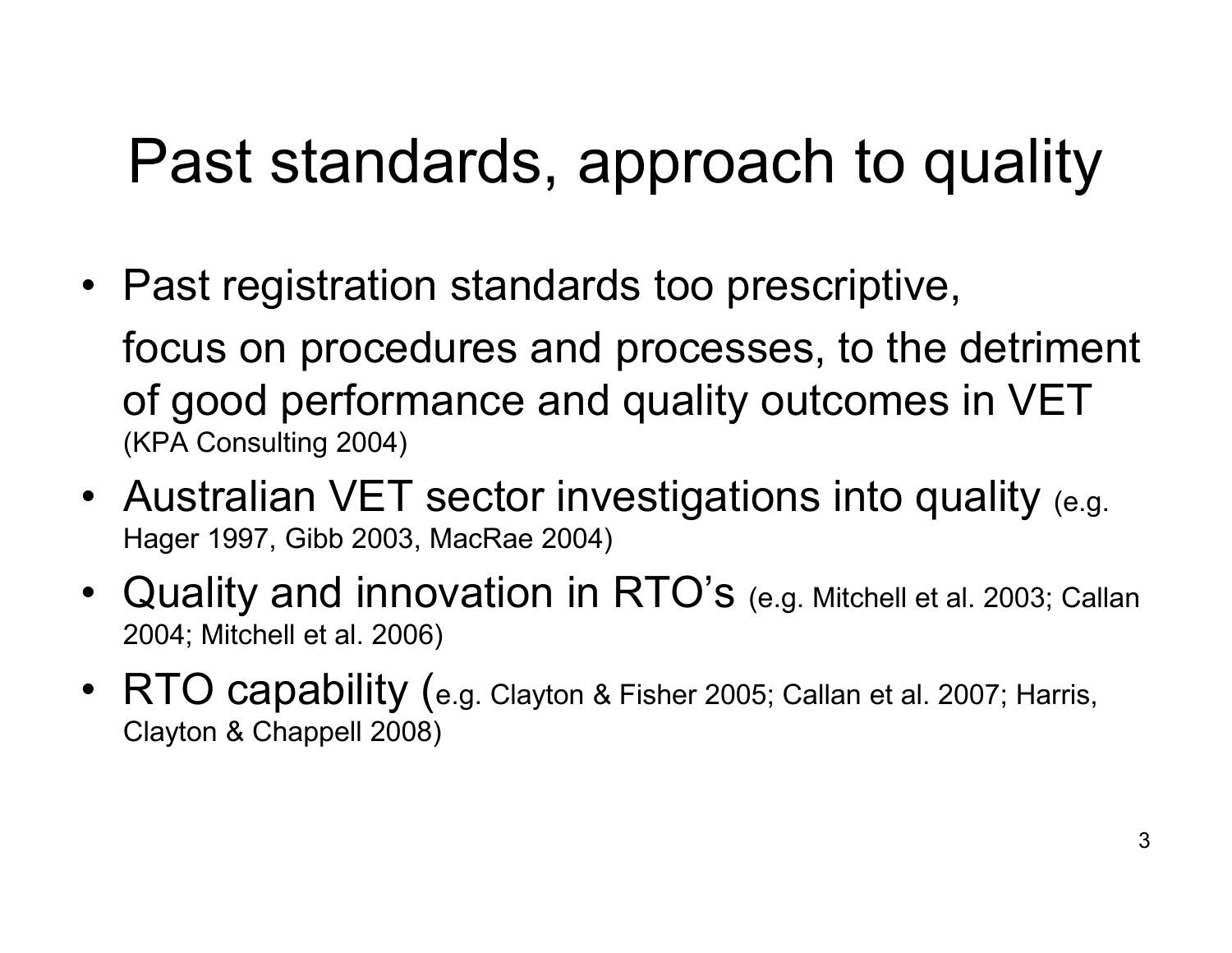# Past standards, approach to quality

- Past registration standards too prescriptive, focus on procedures and processes, to the detriment of good performance and quality outcomes in VET (KPA Consulting 2004)
- Australian VET sector investigations into quality (e.g. Hager 1997, Gibb 2003, MacRae 2004)
- Quality and innovation in RTO's (e.g. Mitchell et al. 2003; Callan 2004; Mitchell et al. 2006)
- RTO capability (e.g. Clayton & Fisher 2005; Callan et al. 2007; Harris, Clayton & Chappell 2008)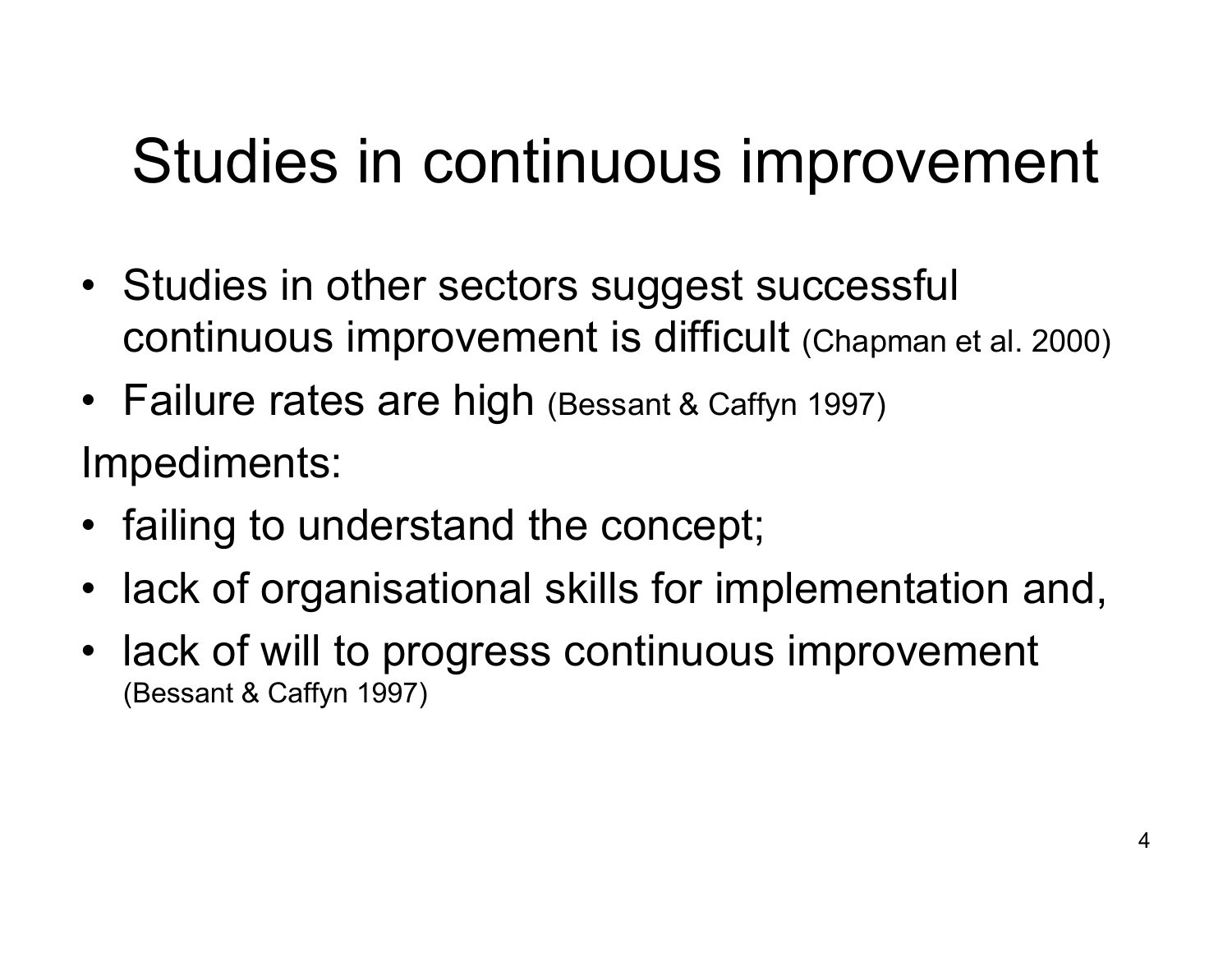# Studies in continuous improvement

- Studies in other sectors suggest successful continuous improvement is difficult (Chapman et al. 2000)
- Failure rates are high (Bessant & Caffyn 1997)

Impediments:

- failing to understand the concept;
- lack of organisational skills for implementation and,
- lack of will to progress continuous improvement (Bessant & Caffyn 1997)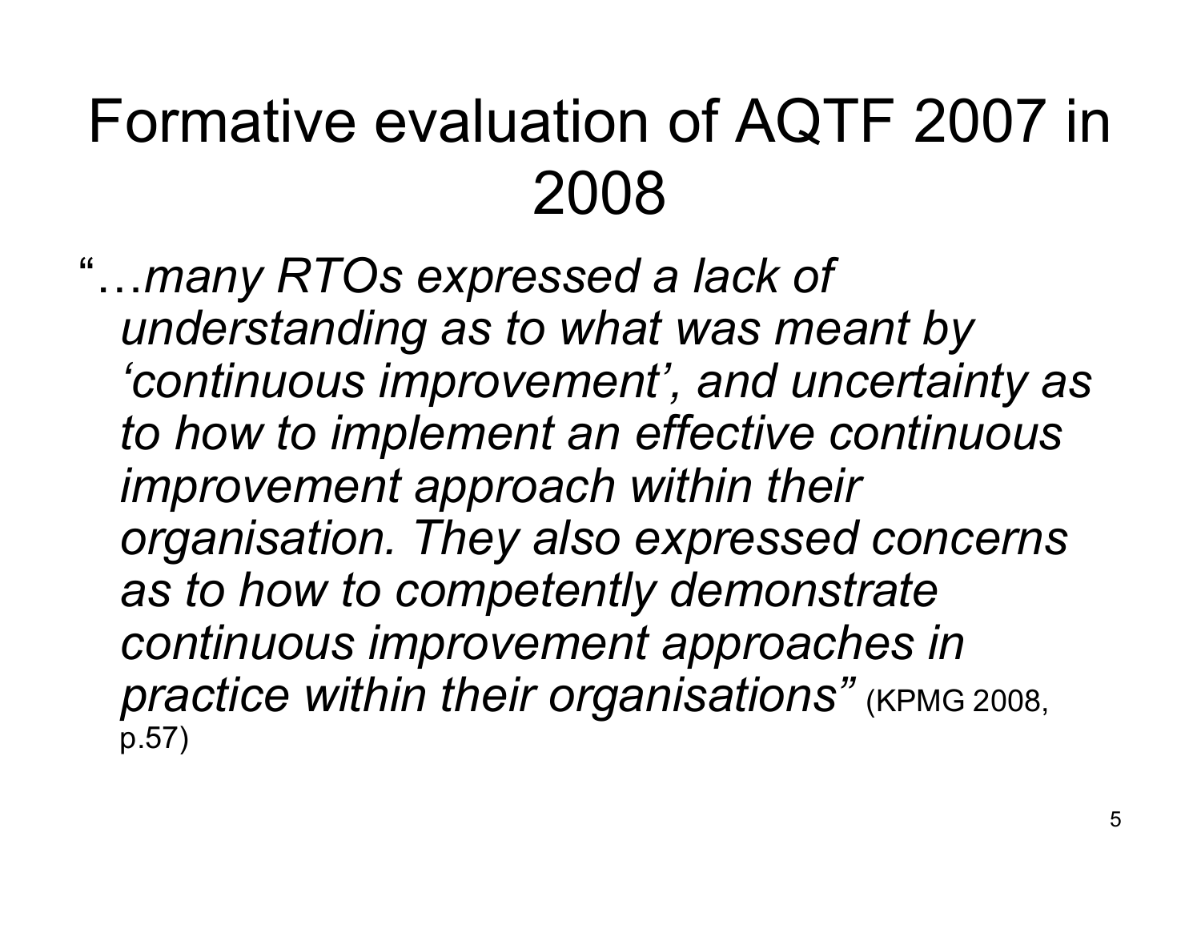# Formative evaluation of AQTF 2007 in 2008

"…*many RTOs expressed a lack of understanding as to what was meant by 'continuous improvement', and uncertainty as to how to implement an effective continuous improvement approach within their organisation. They also expressed concerns as to how to competently demonstrate continuous improvement approaches in practice within their organisations"* (KPMG 2008, p.57)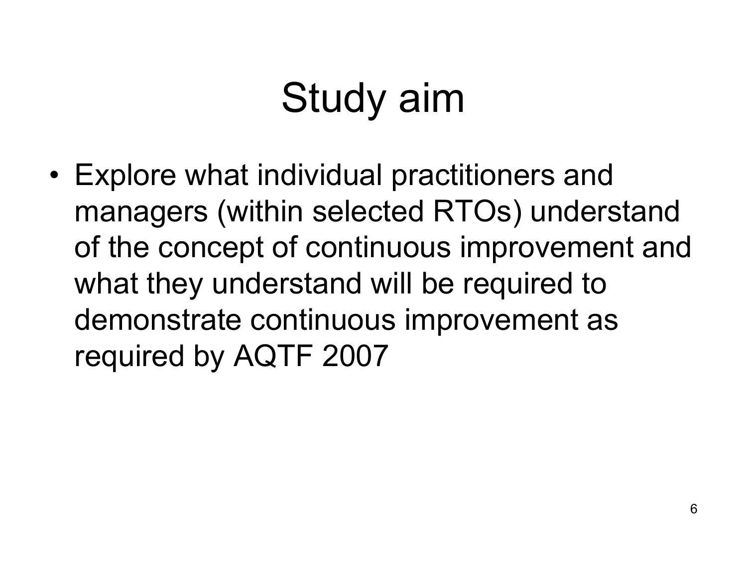# Study aim

- Explore what individual practitioners and managers (within selected RTOs) understand of the concept of continuous improvement and what they understand will be required to demonstrate continuous improvement as required by AQTF 2007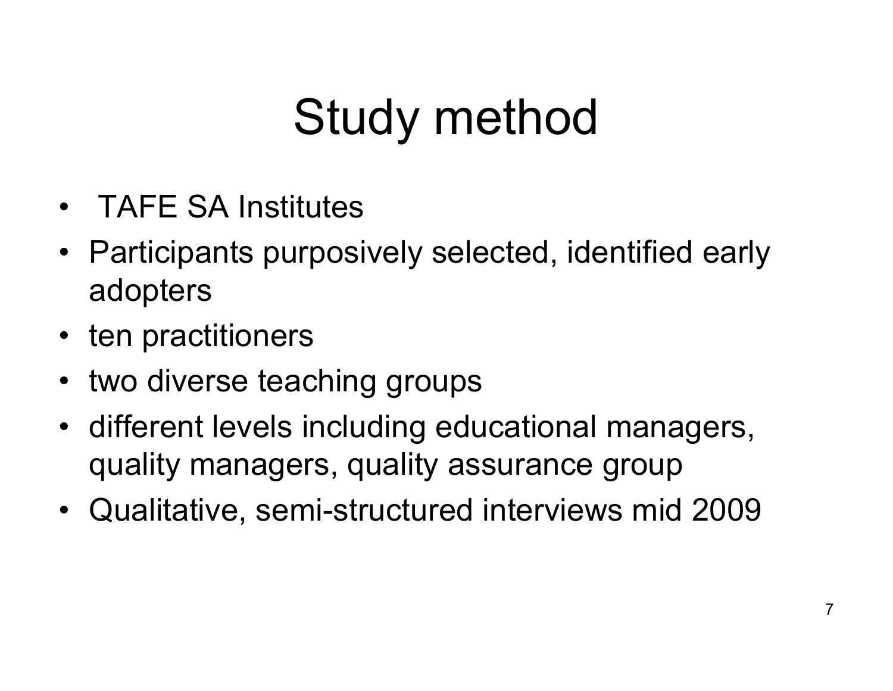# Study method

- TAFE SA Institutes
- Participants purposively selected, identified early adopters
- ten practitioners
- two diverse teaching groups
- different levels including educational managers, quality managers, quality assurance group
- Qualitative, semi-structured interviews mid 2009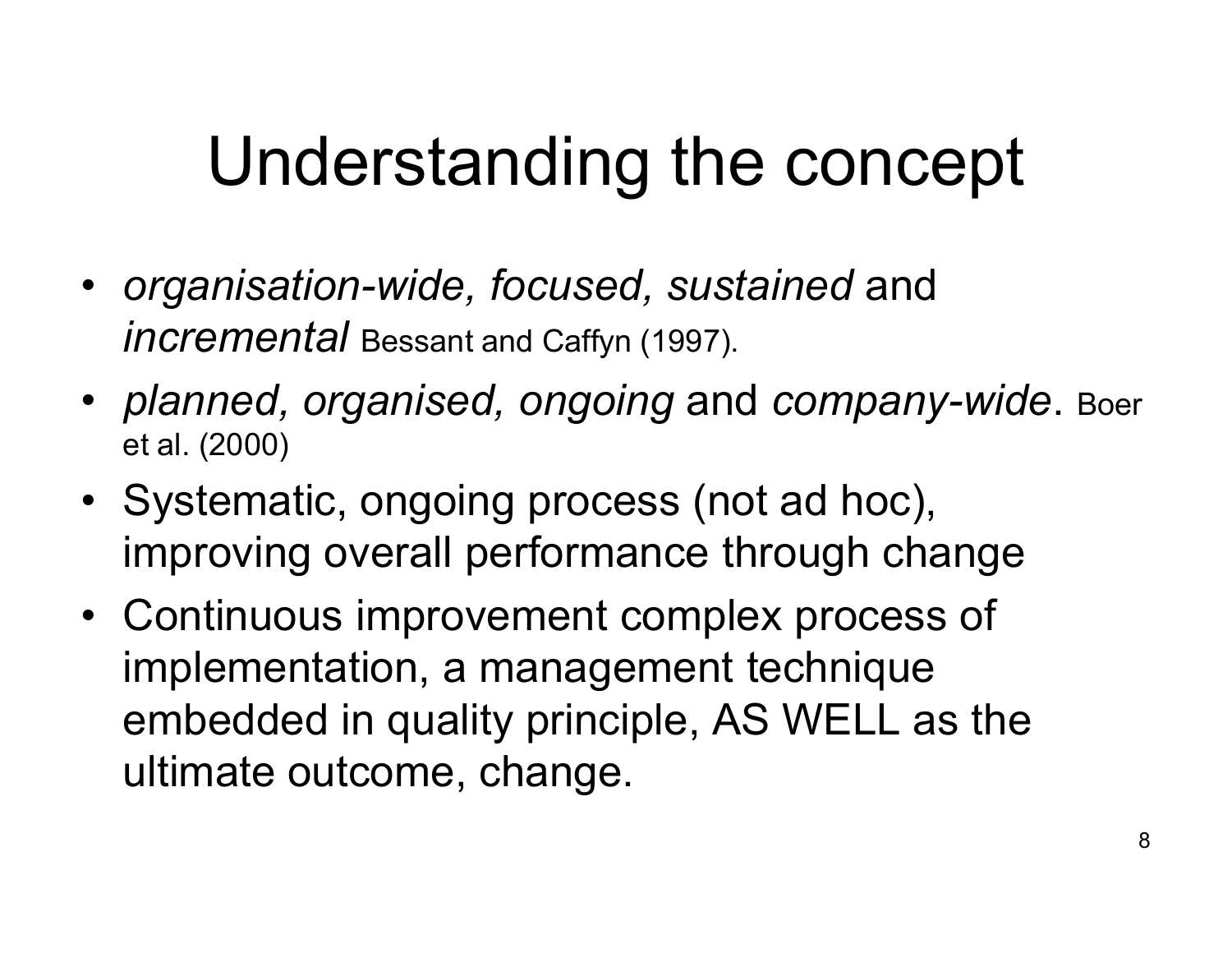# Understanding the concept

- *organisation-wide, focused, sustained* and *incremental* Bessant and Caffyn (1997).
- *planned, organised, ongoing* and *company-wide*. Boer et al. (2000)
- Systematic, ongoing process (not ad hoc), improving overall performance through change
- Continuous improvement complex process of implementation, a management technique embedded in quality principle, AS WELL as the ultimate outcome, change.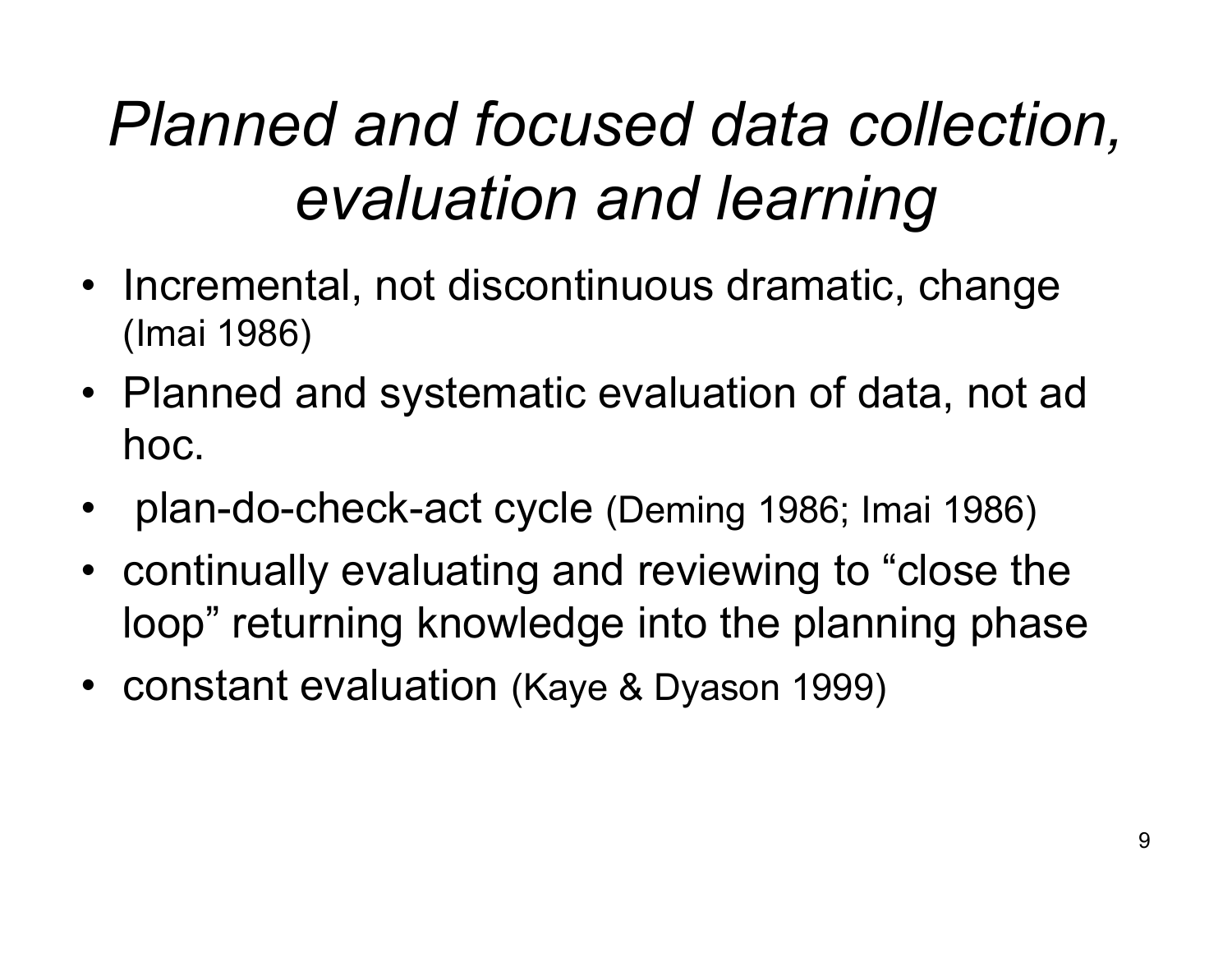# *Planned and focused data collection, evaluation and learning*

- Incremental, not discontinuous dramatic, change (Imai 1986)
- Planned and systematic evaluation of data, not ad hoc.
- plan-do-check-act cycle (Deming 1986; Imai 1986)
- continually evaluating and reviewing to "close the loop" returning knowledge into the planning phase
- constant evaluation (Kaye & Dyason 1999)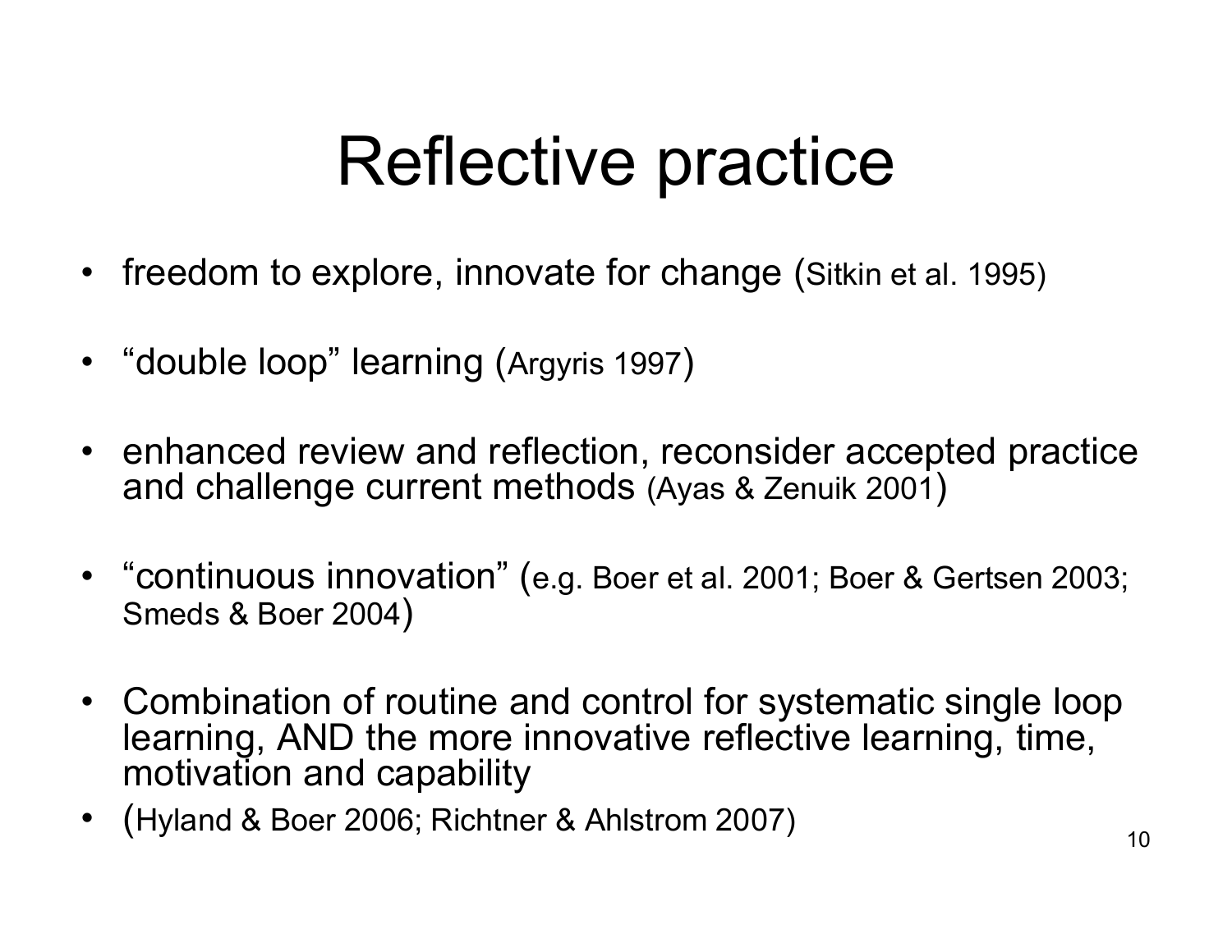# Reflective practice

- freedom to explore, innovate for change (Sitkin et al. 1995)
- "double loop" learning (Argyris 1997)
- enhanced review and reflection, reconsider accepted practice and challenge current methods (Ayas & Zenuik 2001)
- "continuous innovation" (e.g. Boer et al. 2001; Boer & Gertsen 2003; Smeds & Boer 2004)
- Combination of routine and control for systematic single loop learning, AND the more innovative reflective learning, time, motivation and capability
- (Hyland & Boer 2006; Richtner & Ahlstrom 2007)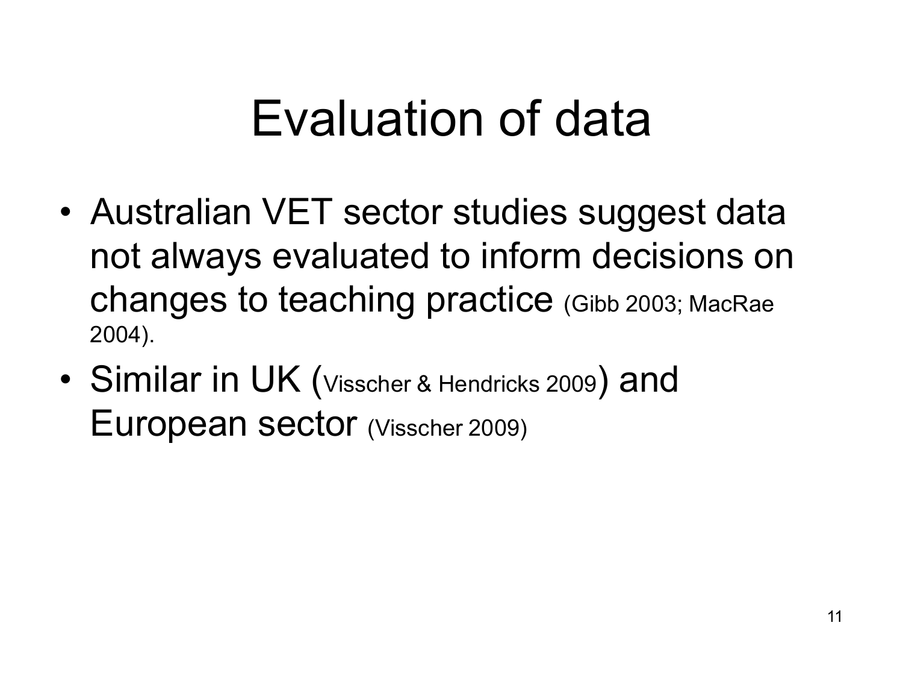# Evaluation of data

- Australian VET sector studies suggest data not always evaluated to inform decisions on changes to teaching practice (Gibb 2003; MacRae 2004).
- Similar in UK (Visscher & Hendricks 2009) and European sector (Visscher 2009)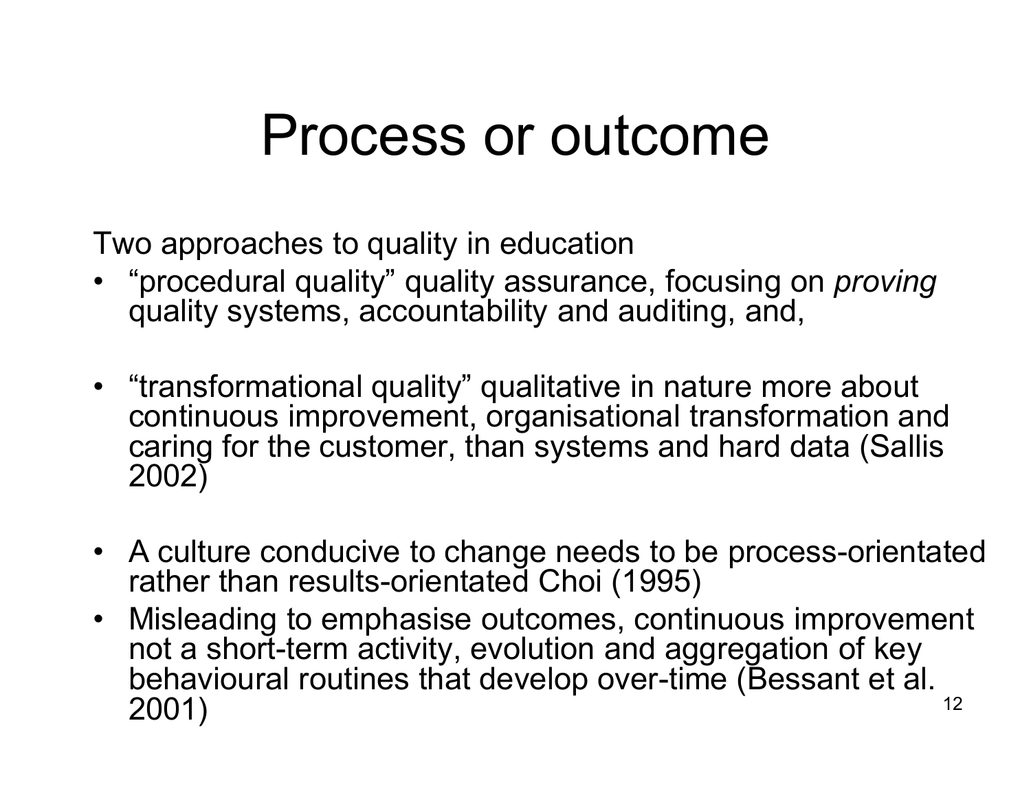# Process or outcome

Two approaches to quality in education

- “procedural quality” quality assurance, focusing on *proving* quality systems, accountability and auditing, and,

- “transformational quality” qualitative in nature more about continuous improvement, organisational transformation and caring for the customer, than systems and hard data (Sallis 2002)

- A culture conducive to change needs to be process-orientated rather than results-orientated Choi (1995)
- Misleading to emphasise outcomes, continuous improvement not a short-term activity, evolution and aggregation of key behavioural routines that develop over-time (Bessant et al. 2001)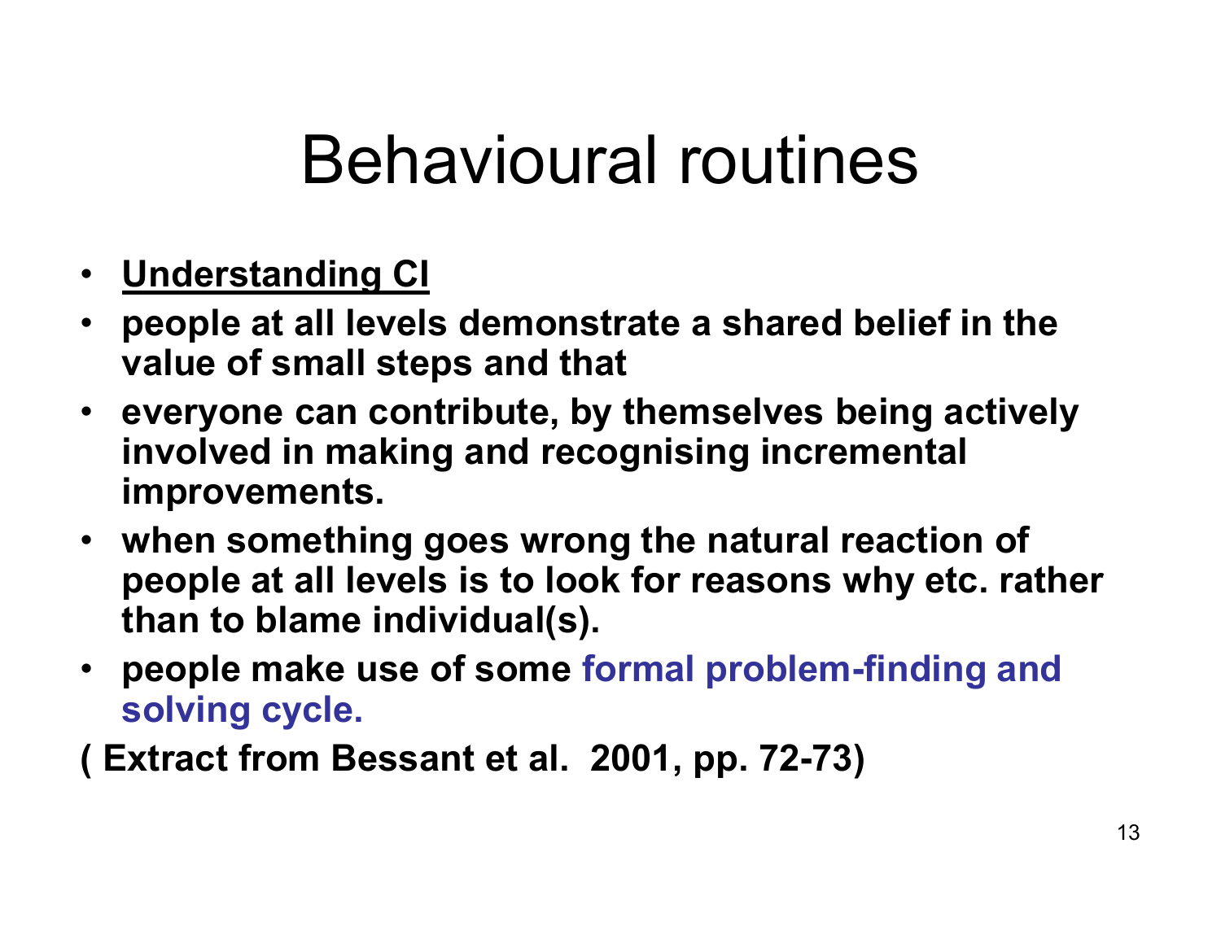# Behavioural routines

- **Understanding CI**
- **people at all levels demonstrate a shared belief in the value of small steps and that**
- **everyone can contribute, by themselves being actively involved in making and recognising incremental improvements.**
- **when something goes wrong the natural reaction of people at all levels is to look for reasons why etc. rather than to blame individual(s).**
- **people make use of some formal problem-finding and solving cycle.**

**( Extract from Bessant et al. 2001, pp. 72-73)**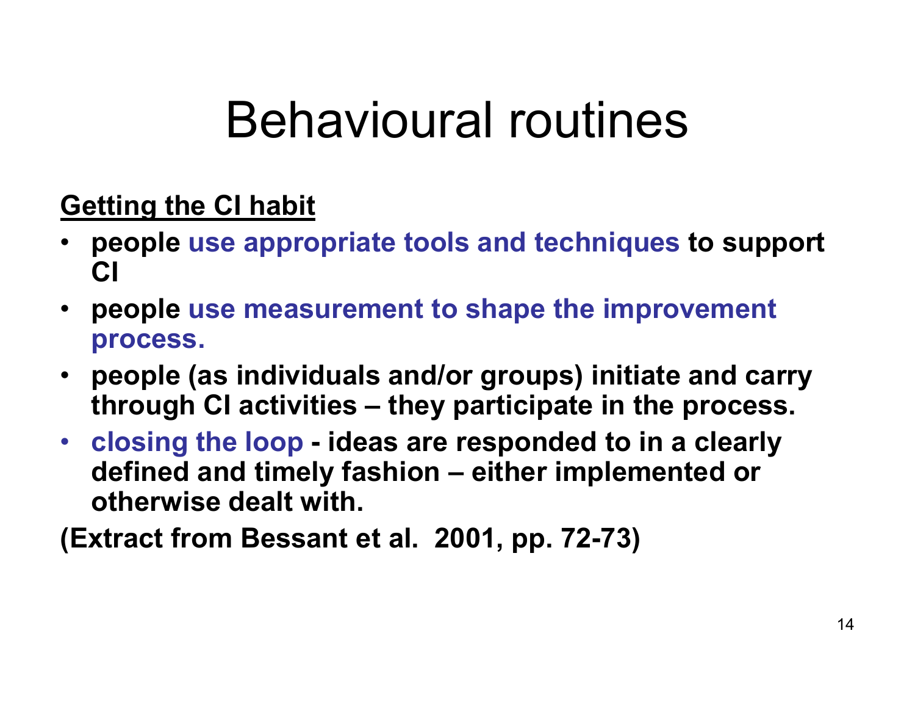# Behavioural routines

**<u>Getting the CI habit</u>**

- **people use appropriate tools and techniques to support CI**
- **people use measurement to shape the improvement process.**
- **people (as individuals and/or groups) initiate and carry through CI activities – they participate in the process.**
- **closing the loop - ideas are responded to in a clearly defined and timely fashion – either implemented or otherwise dealt with.**

**(Extract from Bessant et al. 2001, pp. 72-73)**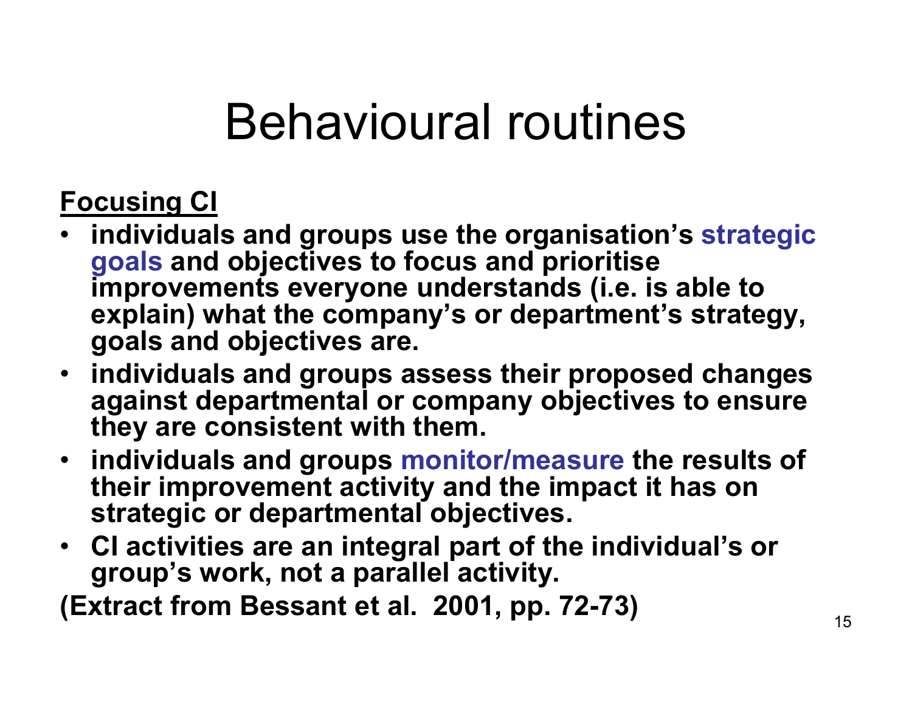# Behavioural routines

**Focusing CI**

- **individuals and groups use the organisation's strategic goals and objectives to focus and prioritise improvements everyone understands (i.e. is able to explain) what the company's or department's strategy, goals and objectives are.**
- **individuals and groups assess their proposed changes against departmental or company objectives to ensure they are consistent with them.**
- **individuals and groups monitor/measure the results of their improvement activity and the impact it has on strategic or departmental objectives.**
- **CI activities are an integral part of the individual's or group's work, not a parallel activity.**

**(Extract from Bessant et al. 2001, pp. 72-73)**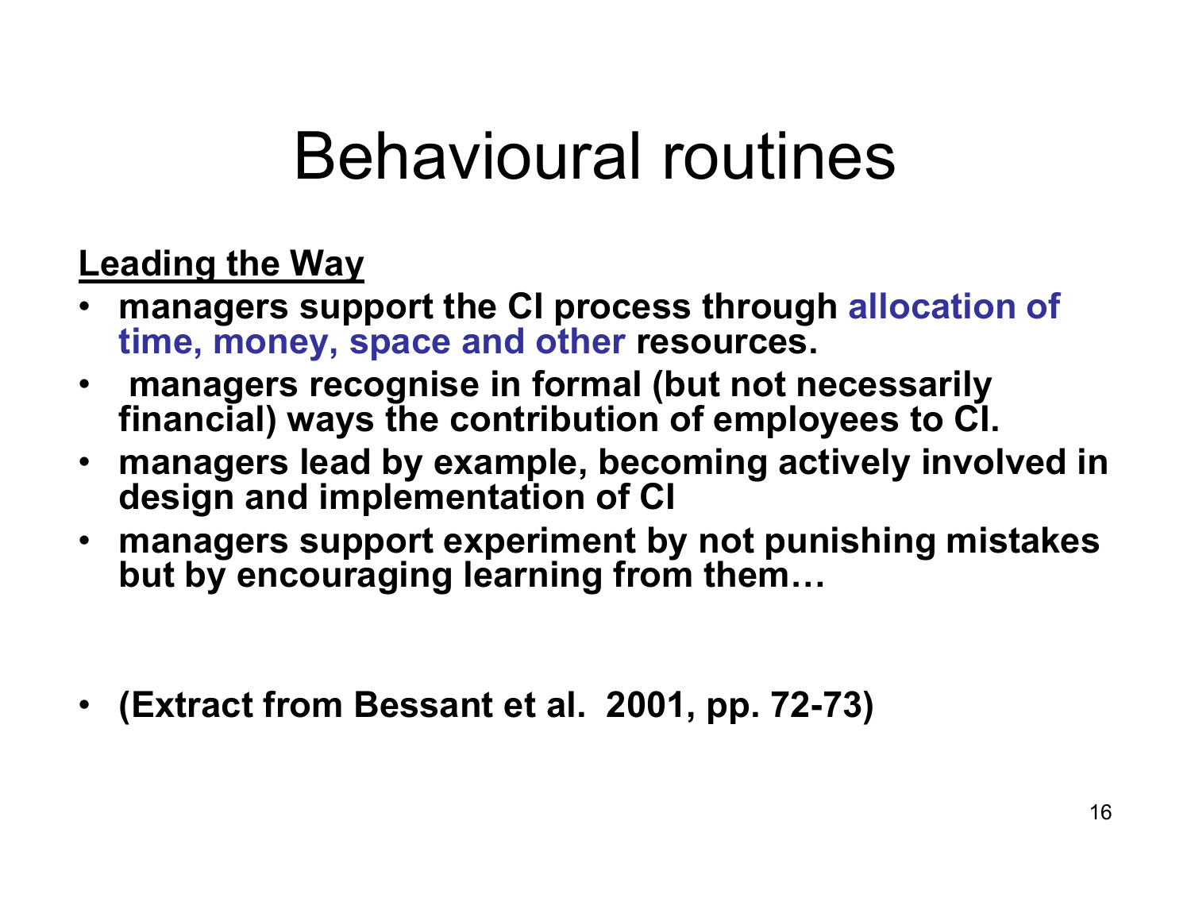# Behavioural routines

**Leading the Way**

- **managers support the CI process through allocation of time, money, space and other resources.**
- **managers recognise in formal (but not necessarily financial) ways the contribution of employees to CI.**
- **managers lead by example, becoming actively involved in design and implementation of CI**
- **managers support experiment by not punishing mistakes but by encouraging learning from them…**

- **(Extract from Bessant et al. 2001, pp. 72-73)**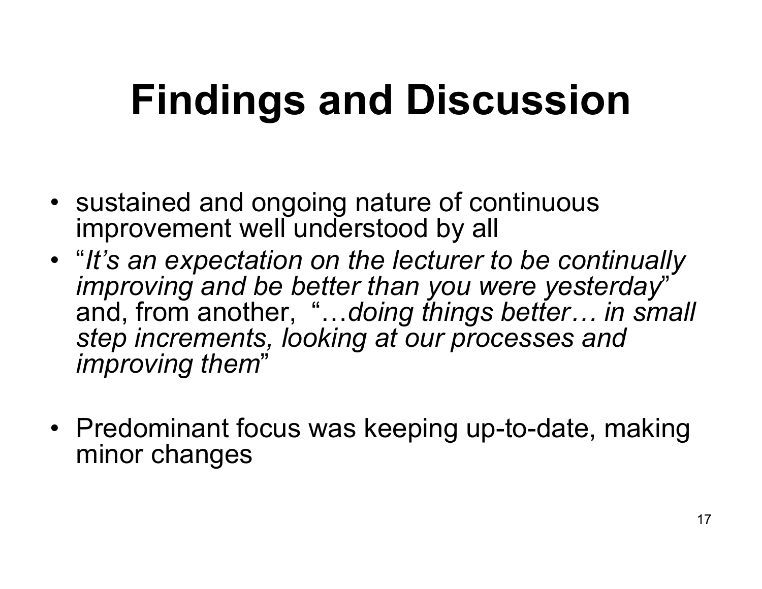# Findings and Discussion

- sustained and ongoing nature of continuous improvement well understood by all
- "*It's an expectation on the lecturer to be continually improving and be better than you were yesterday*" and, from another, "…*doing things better… in small step increments, looking at our processes and improving them*"

- Predominant focus was keeping up-to-date, making minor changes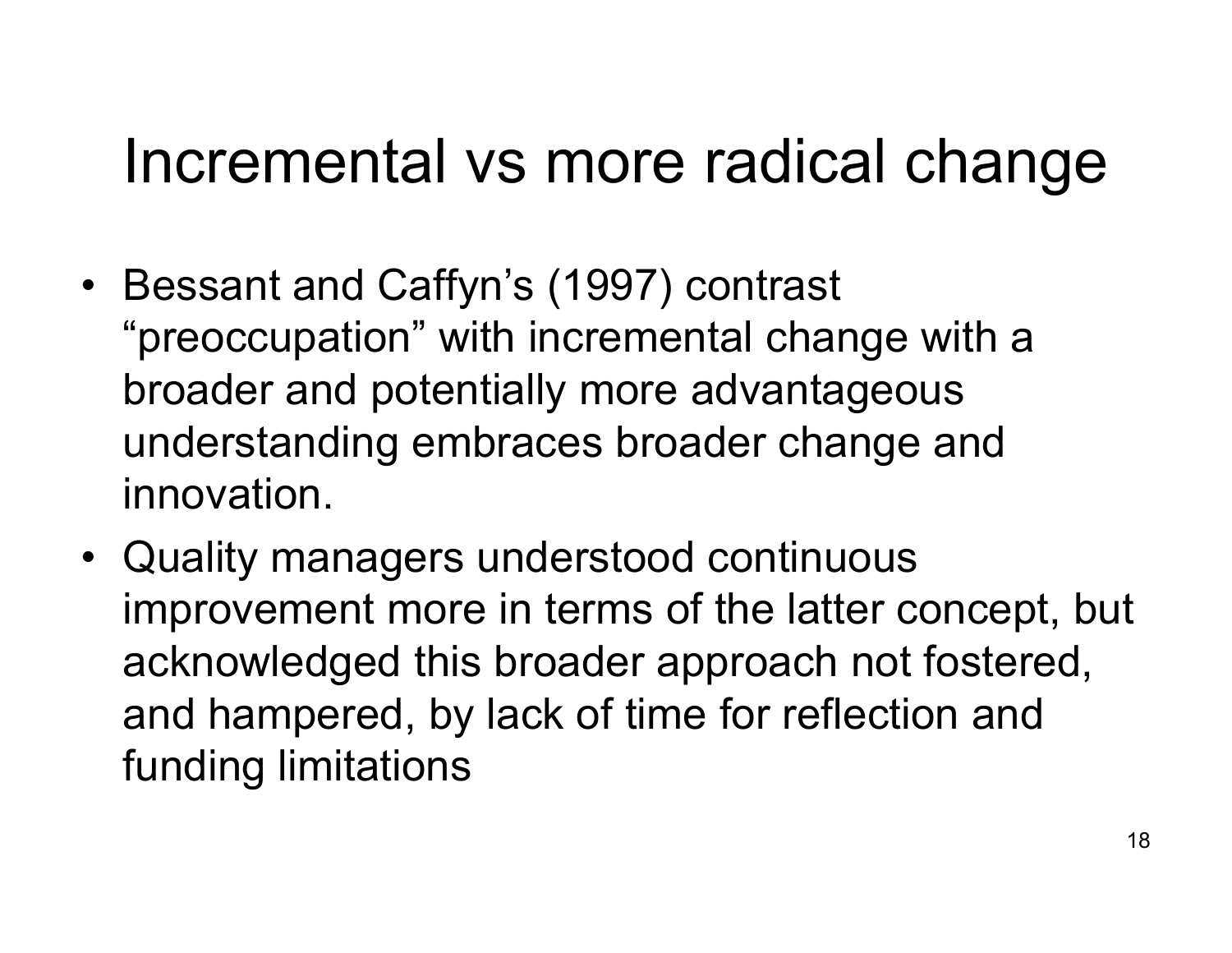# Incremental vs more radical change

- Bessant and Caffyn's (1997) contrast "preoccupation" with incremental change with a broader and potentially more advantageous understanding embraces broader change and innovation.
- Quality managers understood continuous improvement more in terms of the latter concept, but acknowledged this broader approach not fostered, and hampered, by lack of time for reflection and funding limitations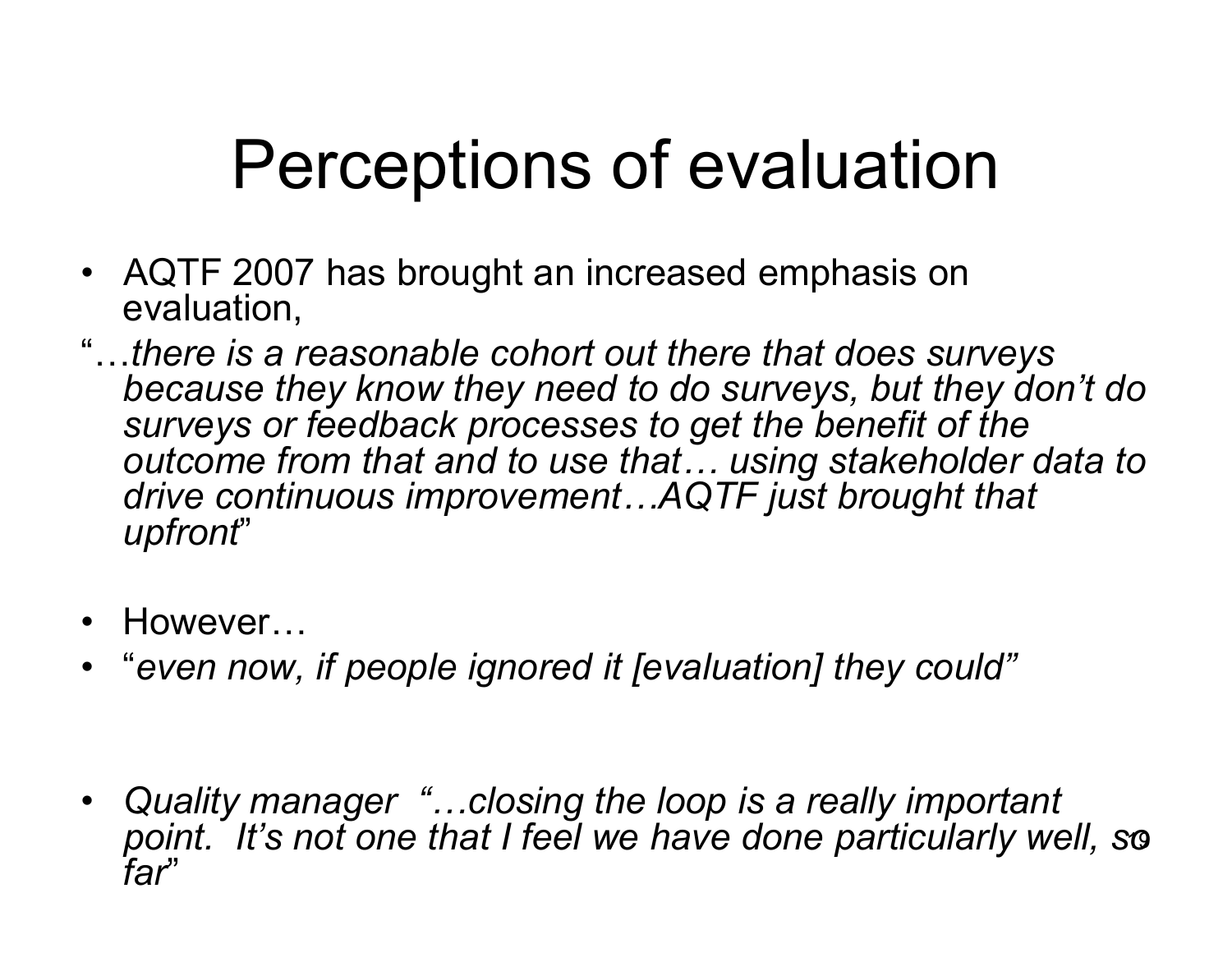# Perceptions of evaluation

- AQTF 2007 has brought an increased emphasis on evaluation,

"…*there is a reasonable cohort out there that does surveys because they know they need to do surveys, but they don't do surveys or feedback processes to get the benefit of the outcome from that and to use that… using stakeholder data to drive continuous improvement…AQTF just brought that upfront*"

- However…
- "*even now, if people ignored it [evaluation] they could"*

- *Quality manager "…closing the loop is a really important point. It's not one that I feel we have done particularly well, so far*"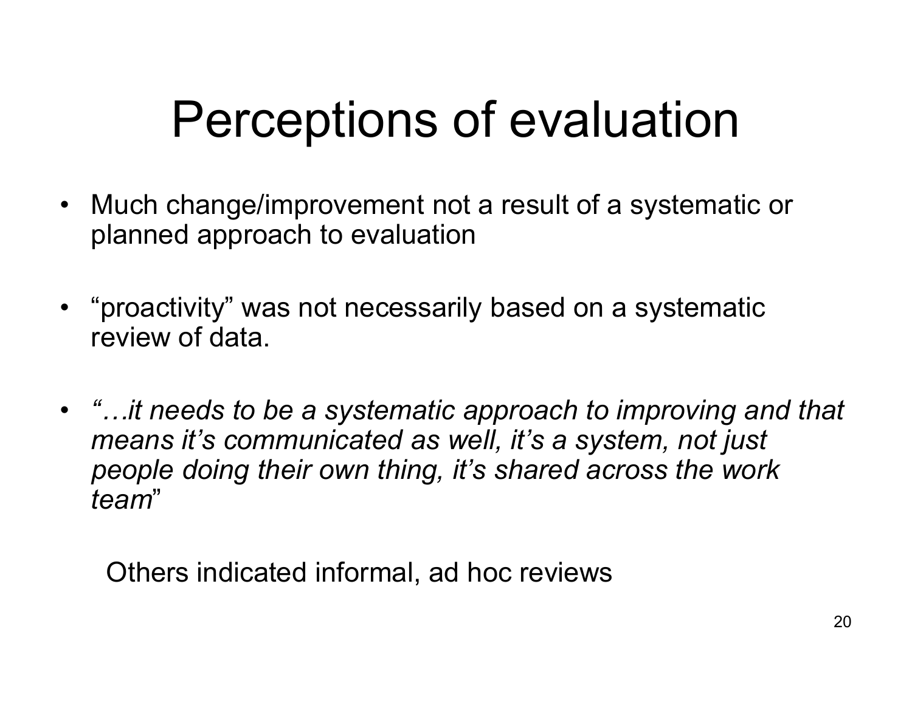# Perceptions of evaluation

- Much change/improvement not a result of a systematic or planned approach to evaluation

- "proactivity" was not necessarily based on a systematic review of data.

- *"…it needs to be a systematic approach to improving and that means it's communicated as well, it's a system, not just people doing their own thing, it's shared across the work team*"

  Others indicated informal, ad hoc reviews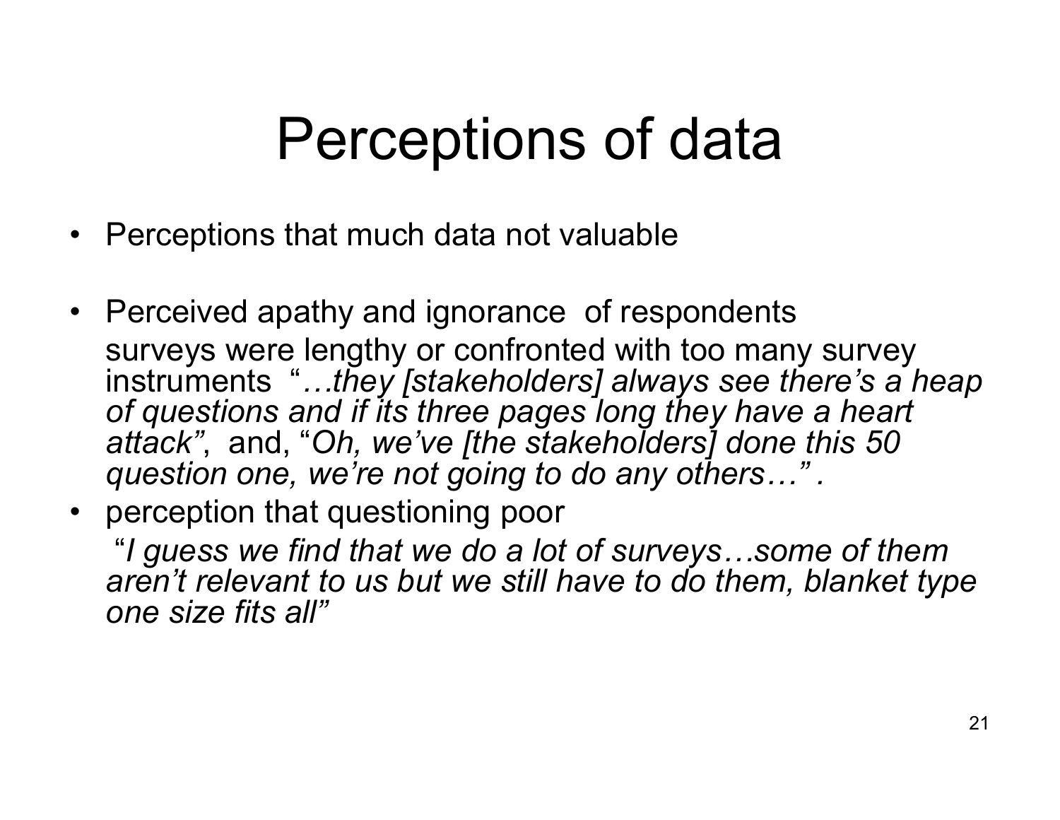# Perceptions of data

- Perceptions that much data not valuable

- Perceived apathy and ignorance of respondents
  surveys were lengthy or confronted with too many survey instruments "*…they [stakeholders] always see there's a heap of questions and if its three pages long they have a heart attack"*, and, "*Oh, we've [the stakeholders] done this 50 question one, we're not going to do any others…"* .
- perception that questioning poor
  "*I guess we find that we do a lot of surveys…some of them aren't relevant to us but we still have to do them, blanket type one size fits all"*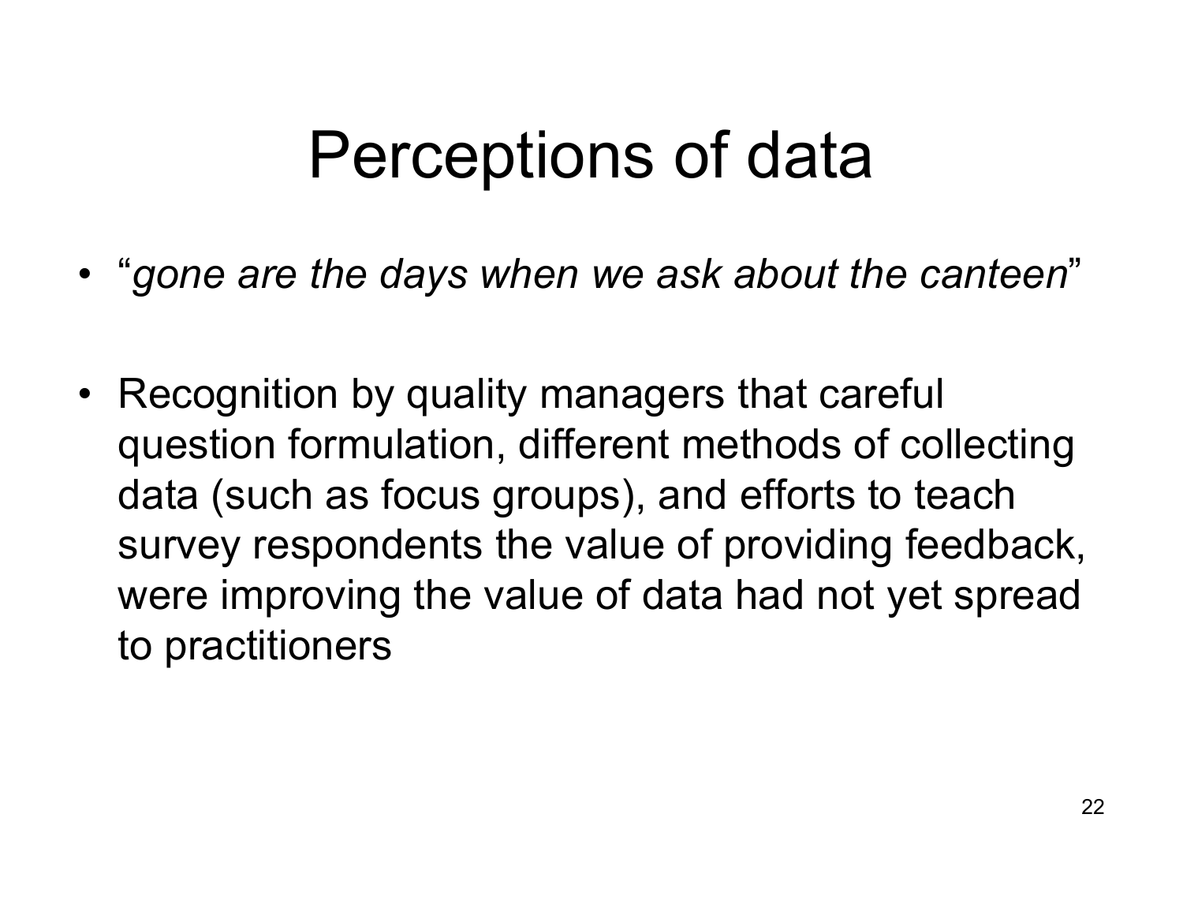# Perceptions of data

- "*gone are the days when we ask about the canteen*"
- Recognition by quality managers that careful question formulation, different methods of collecting data (such as focus groups), and efforts to teach survey respondents the value of providing feedback, were improving the value of data had not yet spread to practitioners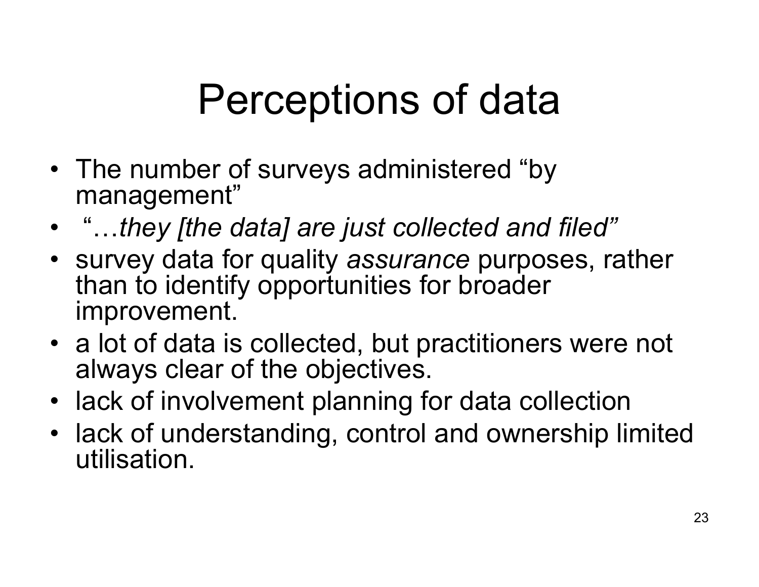# Perceptions of data

- The number of surveys administered "by management"
- "…*they [the data] are just collected and filed"*
- survey data for quality *assurance* purposes, rather than to identify opportunities for broader improvement.
- a lot of data is collected, but practitioners were not always clear of the objectives.
- lack of involvement planning for data collection
- lack of understanding, control and ownership limited utilisation.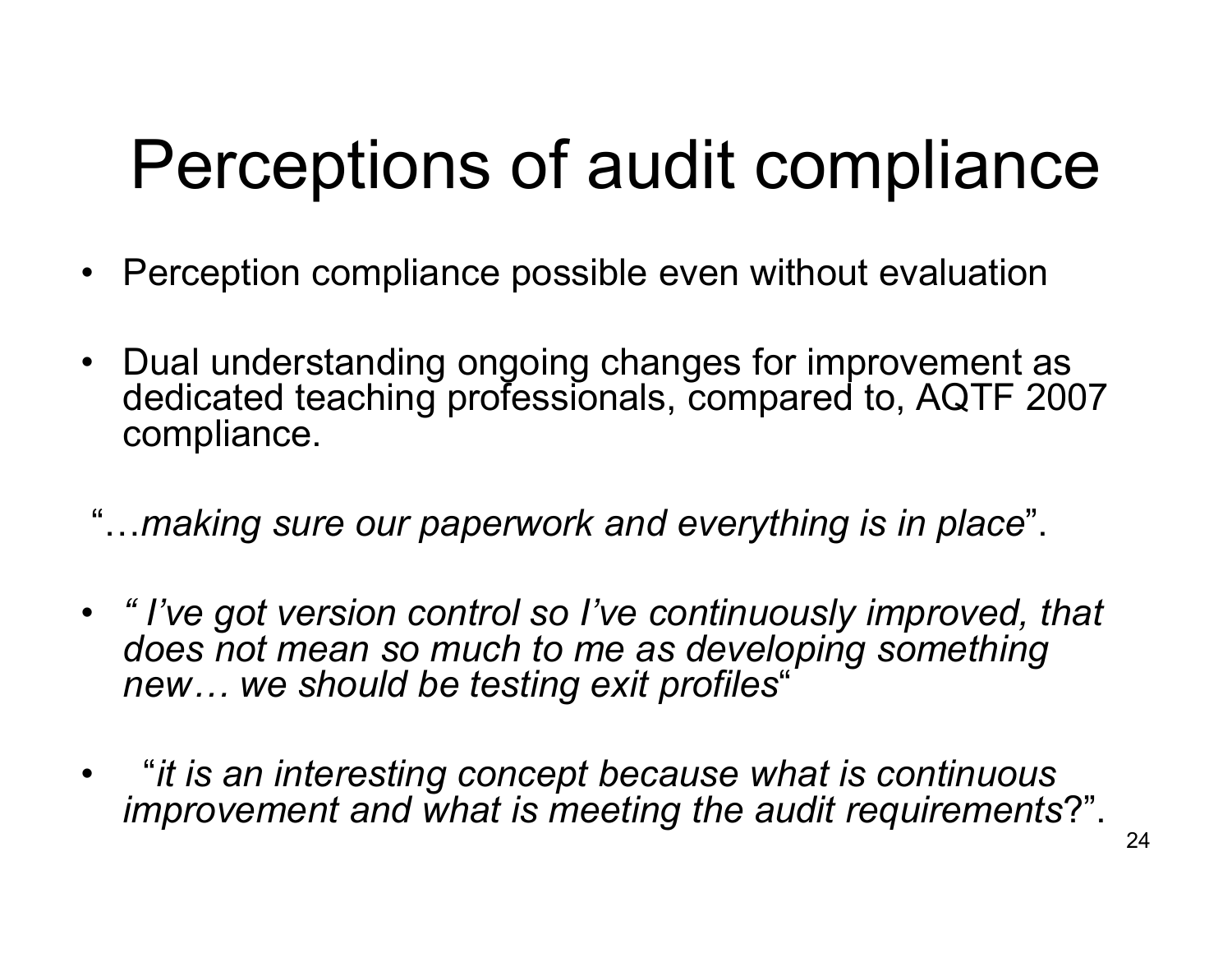# Perceptions of audit compliance

- Perception compliance possible even without evaluation
- Dual understanding ongoing changes for improvement as dedicated teaching professionals, compared to, AQTF 2007 compliance.

"…*making sure our paperwork and everything is in place*".

- *" I've got version control so I've continuously improved, that does not mean so much to me as developing something new… we should be testing exit profiles*"
- "*it is an interesting concept because what is continuous improvement and what is meeting the audit requirements*?".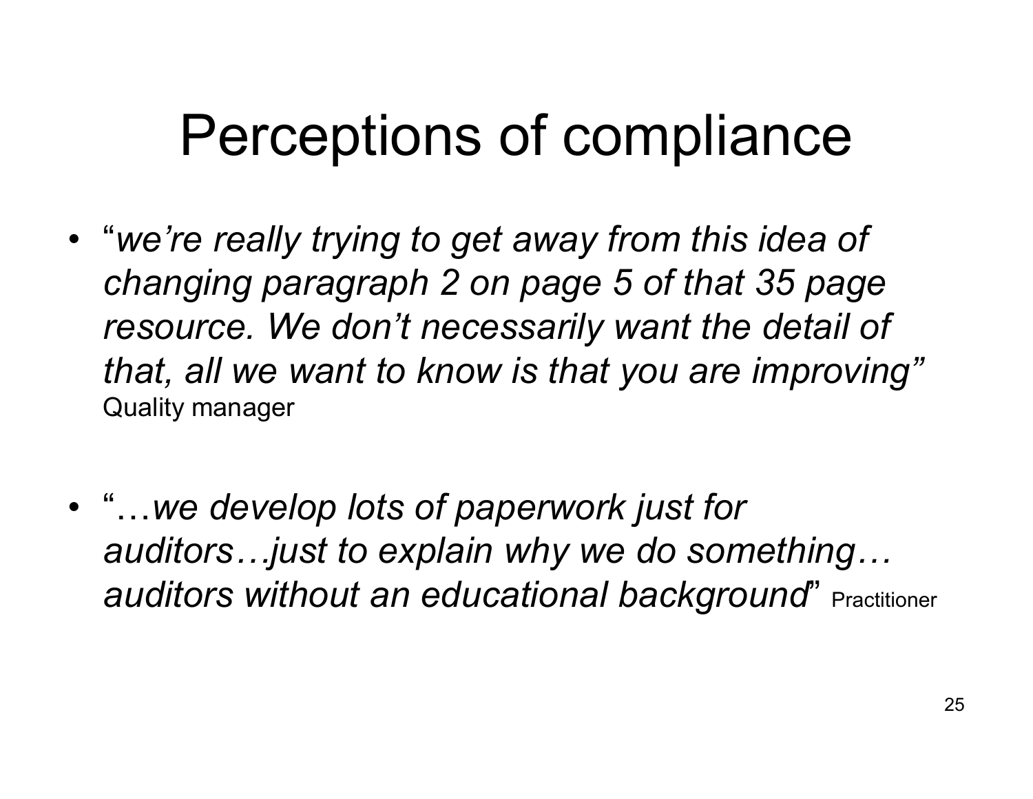# Perceptions of compliance

- "*we're really trying to get away from this idea of changing paragraph 2 on page 5 of that 35 page resource. We don't necessarily want the detail of that, all we want to know is that you are improving"* Quality manager

- "…*we develop lots of paperwork just for auditors…just to explain why we do something… auditors without an educational background*" Practitioner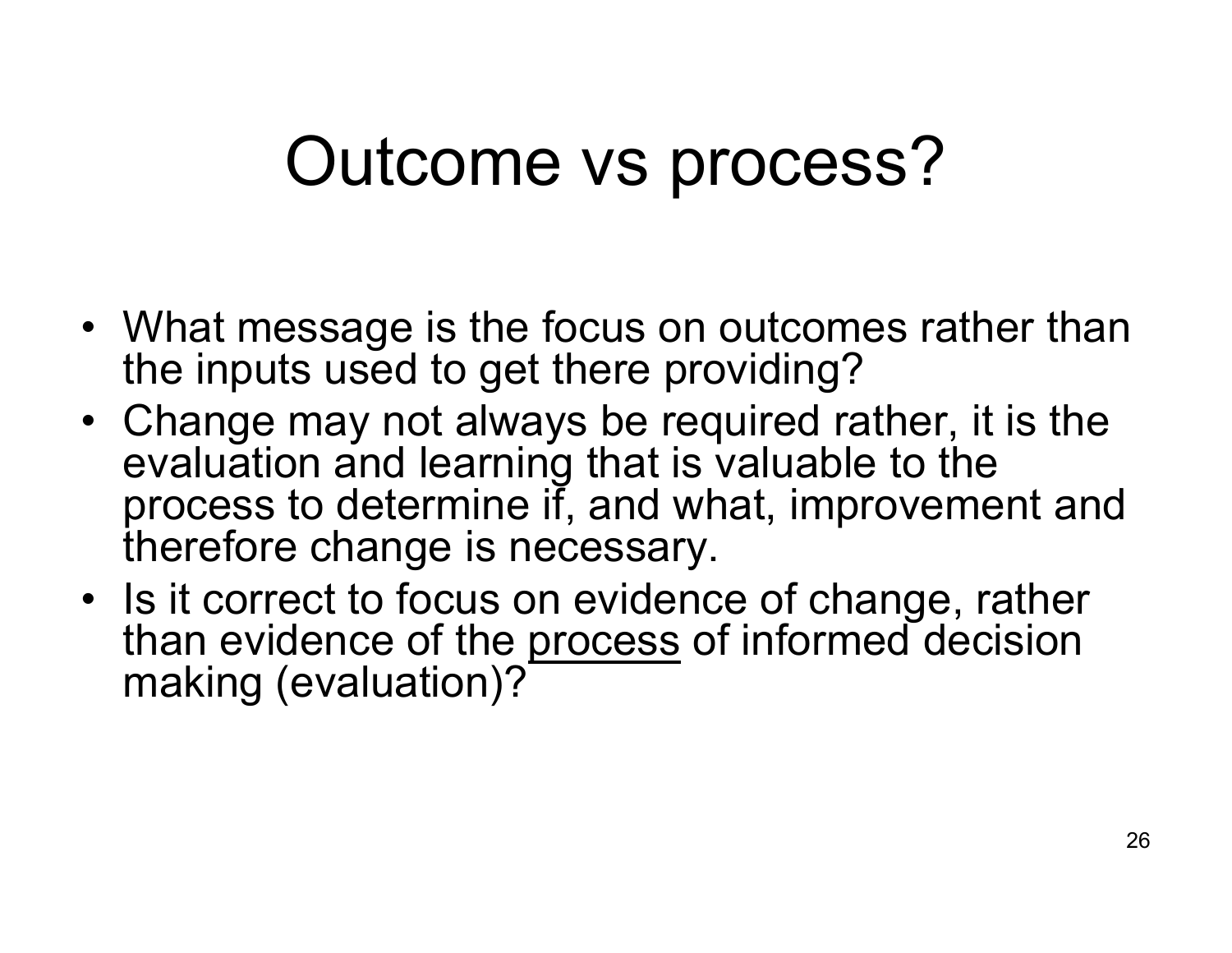# Outcome vs process?

- What message is the focus on outcomes rather than the inputs used to get there providing?
- Change may not always be required rather, it is the evaluation and learning that is valuable to the process to determine if, and what, improvement and therefore change is necessary.
- Is it correct to focus on evidence of change, rather than evidence of the <u>process</u> of informed decision making (evaluation)?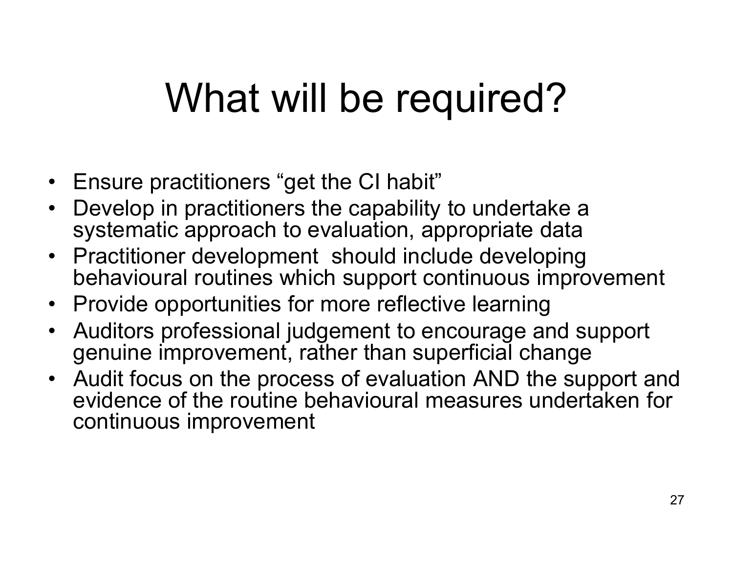# What will be required?

- Ensure practitioners “get the CI habit”
- Develop in practitioners the capability to undertake a systematic approach to evaluation, appropriate data
- Practitioner development should include developing behavioural routines which support continuous improvement
- Provide opportunities for more reflective learning
- Auditors professional judgement to encourage and support genuine improvement, rather than superficial change
- Audit focus on the process of evaluation AND the support and evidence of the routine behavioural measures undertaken for continuous improvement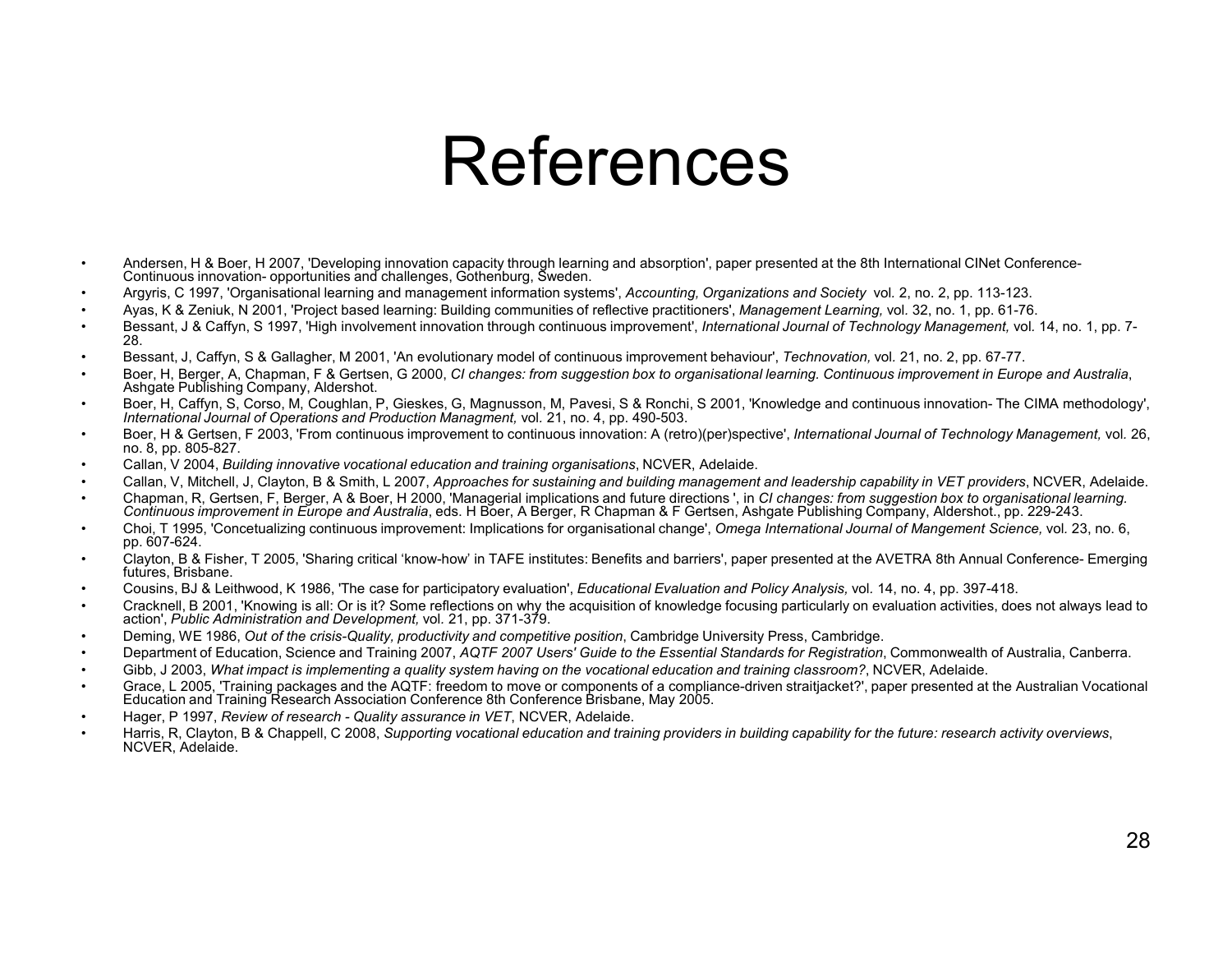# References

- Andersen, H & Boer, H 2007, 'Developing innovation capacity through learning and absorption', paper presented at the 8th International CINet Conference- Continuous innovation- opportunities and challenges, Gothenburg, Sweden.
- Argyris, C 1997, 'Organisational learning and management information systems', *Accounting, Organizations and Society* vol. 2, no. 2, pp. 113-123.
- Ayas, K & Zeniuk, N 2001, 'Project based learning: Building communities of reflective practitioners', *Management Learning,* vol. 32, no. 1, pp. 61-76.
- Bessant, J & Caffyn, S 1997, 'High involvement innovation through continuous improvement', *International Journal of Technology Management,* vol. 14, no. 1, pp. 7-28.
- Bessant, J, Caffyn, S & Gallagher, M 2001, 'An evolutionary model of continuous improvement behaviour', *Technovation,* vol. 21, no. 2, pp. 67-77.
- Boer, H, Berger, A, Chapman, F & Gertsen, G 2000, *CI changes: from suggestion box to organisational learning. Continuous improvement in Europe and Australia*, Ashgate Publishing Company, Aldershot.
- Boer, H, Caffyn, S, Corso, M, Coughlan, P, Gieskes, G, Magnusson, M, Pavesi, S & Ronchi, S 2001, 'Knowledge and continuous innovation- The CIMA methodology', *International Journal of Operations and Production Managment,* vol. 21, no. 4, pp. 490-503.
- Boer, H & Gertsen, F 2003, 'From continuous improvement to continuous innovation: A (retro)(per)spective', *International Journal of Technology Management,* vol. 26, no. 8, pp. 805-827.
- Callan, V 2004, *Building innovative vocational education and training organisations*, NCVER, Adelaide.
- Callan, V, Mitchell, J, Clayton, B & Smith, L 2007, *Approaches for sustaining and building management and leadership capability in VET providers*, NCVER, Adelaide.
- Chapman, R, Gertsen, F, Berger, A & Boer, H 2000, 'Managerial implications and future directions ', in *CI changes: from suggestion box to organisational learning. Continuous improvement in Europe and Australia*, eds. H Boer, A Berger, R Chapman & F Gertsen, Ashgate Publishing Company, Aldershot., pp. 229-243.
- Choi, T 1995, 'Concetualizing continuous improvement: Implications for organisational change', *Omega International Journal of Mangement Science,* vol. 23, no. 6, pp. 607-624.
- Clayton, B & Fisher, T 2005, 'Sharing critical 'know-how' in TAFE institutes: Benefits and barriers', paper presented at the AVETRA 8th Annual Conference- Emerging futures, Brisbane.
- Cousins, BJ & Leithwood, K 1986, 'The case for participatory evaluation', *Educational Evaluation and Policy Analysis,* vol. 14, no. 4, pp. 397-418.
- Cracknell, B 2001, 'Knowing is all: Or is it? Some reflections on why the acquisition of knowledge focusing particularly on evaluation activities, does not always lead to action', *Public Administration and Development,* vol. 21, pp. 371-379.
- Deming, WE 1986, *Out of the crisis-Quality, productivity and competitive position*, Cambridge University Press, Cambridge.
- Department of Education, Science and Training 2007, *AQTF 2007 Users' Guide to the Essential Standards for Registration*, Commonwealth of Australia, Canberra.
- Gibb, J 2003, *What impact is implementing a quality system having on the vocational education and training classroom?*, NCVER, Adelaide.
- Grace, L 2005, 'Training packages and the AQTF: freedom to move or components of a compliance-driven straitjacket?', paper presented at the Australian Vocational Education and Training Research Association Conference 8th Conference Brisbane, May 2005.
- Hager, P 1997, *Review of research - Quality assurance in VET*, NCVER, Adelaide.
- Harris, R, Clayton, B & Chappell, C 2008, *Supporting vocational education and training providers in building capability for the future: research activity overviews*, NCVER, Adelaide.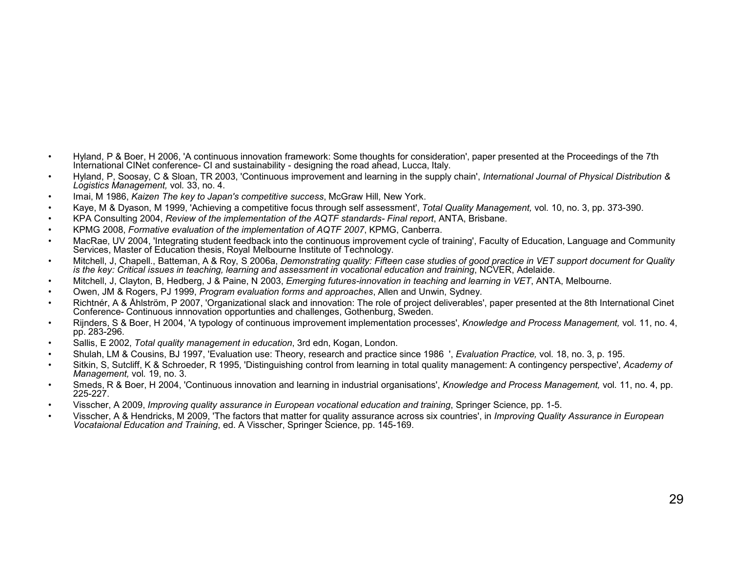- Hyland, P & Boer, H 2006, 'A continuous innovation framework: Some thoughts for consideration', paper presented at the Proceedings of the 7th International CINet conference- CI and sustainability - designing the road ahead, Lucca, Italy.
- Hyland, P, Soosay, C & Sloan, TR 2003, 'Continuous improvement and learning in the supply chain', *International Journal of Physical Distribution & Logistics Management,* vol. 33, no. 4.
- Imai, M 1986, *Kaizen The key to Japan's competitive success*, McGraw Hill, New York.
- Kaye, M & Dyason, M 1999, 'Achieving a competitive focus through self assessment', *Total Quality Management,* vol. 10, no. 3, pp. 373-390.
- KPA Consulting 2004, *Review of the implementation of the AQTF standards- Final report*, ANTA, Brisbane.
- KPMG 2008, *Formative evaluation of the implementation of AQTF 2007*, KPMG, Canberra.
- MacRae, UV 2004, 'Integrating student feedback into the continuous improvement cycle of training', Faculty of Education, Language and Community Services, Master of Education thesis, Royal Melbourne Institute of Technology.
- Mitchell, J, Chapell., Batteman, A & Roy, S 2006a, *Demonstrating quality: Fifteen case studies of good practice in VET support document for Quality is the key: Critical issues in teaching, learning and assessment in vocational education and training*, NCVER, Adelaide.
- Mitchell, J, Clayton, B, Hedberg, J & Paine, N 2003, *Emerging futures-innovation in teaching and learning in VET*, ANTA, Melbourne.
- Owen, JM & Rogers, PJ 1999, *Program evaluation forms and approaches*, Allen and Unwin, Sydney.
- Richtnér, A & Åhlström, P 2007, 'Organizational slack and innovation: The role of project deliverables', paper presented at the 8th International Cinet Conference- Continuous innnovation opportunties and challenges, Gothenburg, Sweden.
- Rijnders, S & Boer, H 2004, 'A typology of continuous improvement implementation processes', *Knowledge and Process Management,* vol. 11, no. 4, pp. 283-296.
- Sallis, E 2002, *Total quality management in education*, 3rd edn, Kogan, London.
- Shulah, LM & Cousins, BJ 1997, 'Evaluation use: Theory, research and practice since 1986 ', *Evaluation Practice,* vol. 18, no. 3, p. 195.
- Sitkin, S, Sutcliff, K & Schroeder, R 1995, 'Distinguishing control from learning in total quality management: A contingency perspective', *Academy of Management,* vol. 19, no. 3.
- Smeds, R & Boer, H 2004, 'Continuous innovation and learning in industrial organisations', *Knowledge and Process Management,* vol. 11, no. 4, pp. 225-227.
- Visscher, A 2009, *Improving quality assurance in European vocational education and training*, Springer Science, pp. 1-5.
- Visscher, A & Hendricks, M 2009, 'The factors that matter for quality assurance across six countries', in *Improving Quality Assurance in European Vocataional Education and Training*, ed. A Visscher, Springer Science, pp. 145-169.